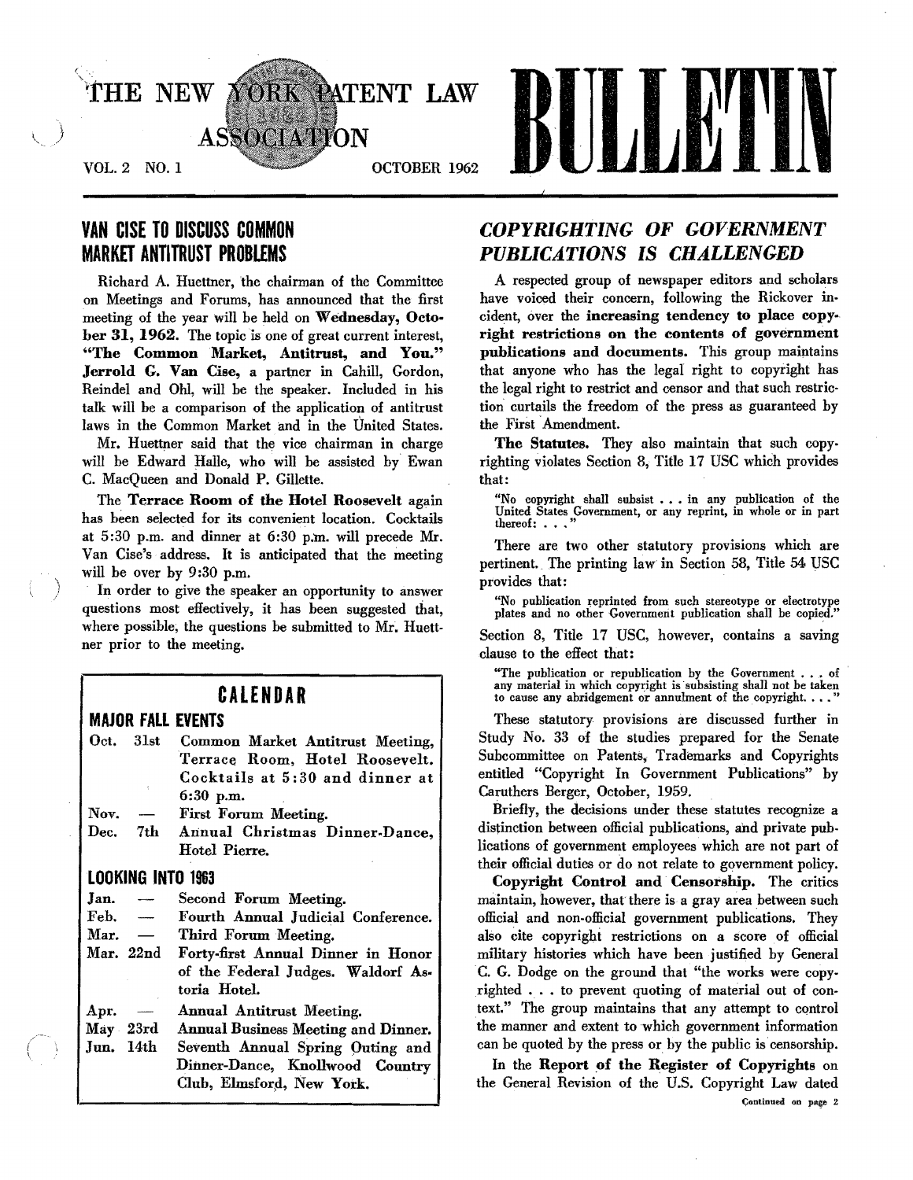# THE NEW YORK PATENT LAW ASSOCIATION BULLETIN

VOL. 2 NO. 1 — OCTOBER 1962

## VAN CISE TO DISCUSS COMMON MARKET ANTITRUST PROBLEMS

Richard A. Huettner, the chairman of the Committee on Meetings and Forums, has announced that the first meeting of the year will be held on **Wednesday, October 31, 1962.** The topic is one of great current interest, **"The Common Market, Antitrust, and You." Jerrold G. Van Cise,** a partner in Cahill, Gordon, Reindel and Ohl, will be the speaker. Included in his talk will be a comparison of the application of antitrust laws in the Common Market and in the United States.

Mr. Huettner said that the vice chairman in charge will be Edward Halle, who will be assisted by Ewan C. MacQueen and Donald P. Gillette.

The **Terrace Room of the Hotel Roosevelt** again has been selected for its convenient location. Cocktails at 5:30 p.m. and dinner at 6:30 p.m. will precede Mr. Van Cise's address. It is anticipated that the meeting will be over by 9:30 p.m.

In order to give the speaker an opportunity to answer questions most effectively, it has been suggested that, where possible, the questions be submitted to Mr. Huettner prior to the meeting.

## CALENDAR

### MAJOR FALL EVENTS

| | |
|---|---|
| Oct. 31st | Common Market Antitrust Meeting, Terrace Room, Hotel Roosevelt. Cocktails at 5:30 and dinner at 6:30 p.m. |
| Nov. — | First Forum Meeting. |
| Dec. 7th | Annual Christmas Dinner-Dance, Hotel Pierre. |

### LOOKING INTO 1963

| | |
|---|---|
| Jan. — | Second Forum Meeting. |
| Feb. — | Fourth Annual Judicial Conference. |
| Mar. — | Third Forum Meeting. |
| Mar. 22nd | Forty-first Annual Dinner in Honor of the Federal Judges. Waldorf Astoria Hotel. |
| Apr. — | Annual Antitrust Meeting. |
| May 23rd | Annual Business Meeting and Dinner. |
| Jun. 14th | Seventh Annual Spring Outing and Dinner-Dance, Knollwood Country Club, Elmsford, New York. |

## *COPYRIGHTING OF GOVERNMENT PUBLICATIONS IS CHALLENGED*

A respected group of newspaper editors and scholars have voiced their concern, following the Rickover incident, over the **increasing tendency to place copyright restrictions on the contents of government publications and documents.** This group maintains that anyone who has the legal right to copyright has the legal right to restrict and censor and that such restriction curtails the freedom of the press as guaranteed by the First Amendment.

**The Statutes.** They also maintain that such copyrighting violates Section 8, Title 17 USC which provides that:

> "No copyright shall subsist . . . in any publication of the United States Government, or any reprint, in whole or in part thereof: . . ."

There are two other statutory provisions which are pertinent. The printing law in Section 58, Title 54 USC provides that:

> "No publication reprinted from such stereotype or electrotype plates and no other Government publication shall be copied."

Section 8, Title 17 USC, however, contains a saving clause to the effect that:

> "The publication or republication by the Government . . . of any material in which copyright is subsisting shall not be taken to cause any abridgement or annulment of the copyright. . . ."

These statutory provisions are discussed further in Study No. 33 of the studies prepared for the Senate Subcommittee on Patents, Trademarks and Copyrights entitled "Copyright In Government Publications" by Caruthers Berger, October, 1959.

Briefly, the decisions under these statutes recognize a distinction between official publications, and private publications of government employees which are not part of their official duties or do not relate to government policy.

**Copyright Control and Censorship.** The critics maintain, however, that there is a gray area between such official and non-official government publications. They also cite copyright restrictions on a score of official military histories which have been justified by General C. G. Dodge on the ground that "the works were copyrighted . . . to prevent quoting of material out of context." The group maintains that any attempt to control the manner and extent to which government information can be quoted by the press or by the public is censorship.

In the **Report of the Register of Copyrights** on the General Revision of the U.S. Copyright Law dated

*Continued on page 2*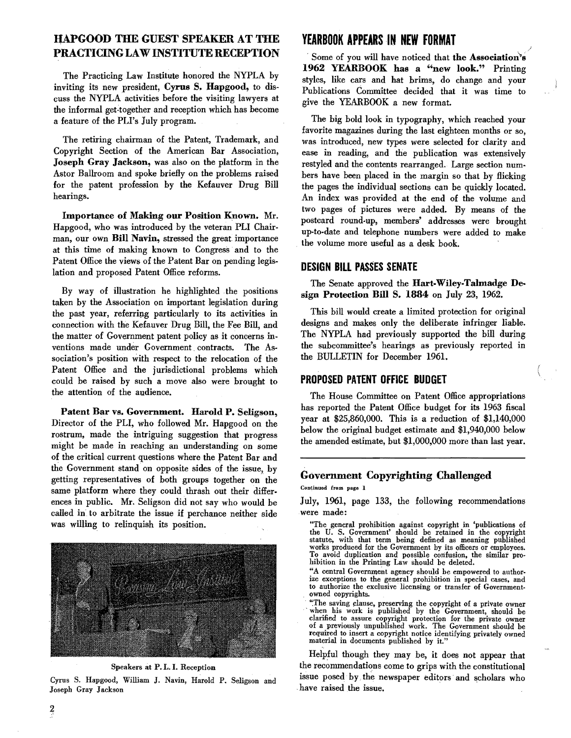## HAPGOOD THE GUEST SPEAKER AT THE PRACTICING LAW INSTITUTE RECEPTION

The Practicing Law Institute honored the NYPLA by inviting its new president, **Cyrus S. Hapgood,** to discuss the NYPLA activities before the visiting lawyers at the informal get-together and reception which has become a feature of the PLI's July program.

The retiring chairman of the Patent, Trademark, and Copyright Section of the American Bar Association, **Joseph Gray Jackson,** was also on the platform in the Astor Ballroom and spoke briefly on the problems raised for the patent profession by the Kefauver Drug Bill hearings.

**Importance of Making our Position Known.** Mr. Hapgood, who was introduced by the veteran PLI Chairman, our own **Bill Navin,** stressed the great importance at this time of making known to Congress and to the Patent Office the views of the Patent Bar on pending legislation and proposed Patent Office reforms.

By way of illustration he highlighted the positions taken by the Association on important legislation during the past year, referring particularly to its activities in connection with the Kefauver Drug Bill, the Fee Bill, and the matter of Government patent policy as it concerns inventions made under Government contracts. The Association's position with respect to the relocation of the Patent Office and the jurisdictional problems which could be raised by such a move also were brought to the attention of the audience.

**Patent Bar vs. Government. Harold P. Seligson,** Director of the PLI, who followed Mr. Hapgood on the rostrum, made the intriguing suggestion that progress might be made in reaching an understanding on some of the critical current questions where the Patent Bar and the Government stand on opposite sides of the issue, by getting representatives of both groups together on the same platform where they could thrash out their differences in public. Mr. Seligson did not say who would be called in to arbitrate the issue if perchance neither side was willing to relinquish its position.

Speakers at P. L. I. Reception

Cyrus S. Hapgood, William J. Navin, Harold P. Seligson and Joseph Gray Jackson

## YEARBOOK APPEARS IN NEW FORMAT

Some of you will have noticed that **the Association's 1962 YEARBOOK has a "new look."** Printing styles, like cars and hat brims, do change and your Publications Committee decided that it was time to give the YEARBOOK a new format.

The big bold look in typography, which reached your favorite magazines during the last eighteen months or so, was introduced, new types were selected for clarity and ease in reading, and the publication was extensively restyled and the contents rearranged. Large section numbers have been placed in the margin so that by flicking the pages the individual sections can be quickly located. An index was provided at the end of the volume and two pages of pictures were added. By means of the postcard round-up, members' addresses were brought up-to-date and telephone numbers were added to make the volume more useful as a desk book.

## DESIGN BILL PASSES SENATE

The Senate approved the **Hart-Wiley-Talmadge Design Protection Bill S. 1884** on July 23, 1962.

This bill would create a limited protection for original designs and makes only the deliberate infringer liable. The NYPLA had previously supported the bill during the subcommittee's hearings as previously reported in the BULLETIN for December 1961.

## PROPOSED PATENT OFFICE BUDGET

The House Committee on Patent Office appropriations has reported the Patent Office budget for its 1963 fiscal year at $25,860,000. This is a reduction of $1,140,000 below the original budget estimate and $1,940,000 below the amended estimate, but $1,000,000 more than last year.

## Government Copyrighting Challenged

Continued from page 1

July, 1961, page 133, the following recommendations were made:

> "The general prohibition against copyright in 'publications of the U. S. Government' should be retained in the copyright statute, with that term being defined as meaning published works produced for the Government by its officers or employees. To avoid duplication and possible confusion, the similar prohibition in the Printing Law should be deleted.
>
> "A central Government agency should be empowered to authorize exceptions to the general prohibition in special cases, and to authorize the exclusive licensing or transfer of Government-owned copyrights.
>
> "The saving clause, preserving the copyright of a private owner when his work is published by the Government, should be clarified to assure copyright protection for the private owner of a previously unpublished work. The Government should be required to insert a copyright notice identifying privately owned material in documents published by it."

Helpful though they may be, it does not appear that the recommendations come to grips with the constitutional issue posed by the newspaper editors and scholars who have raised the issue.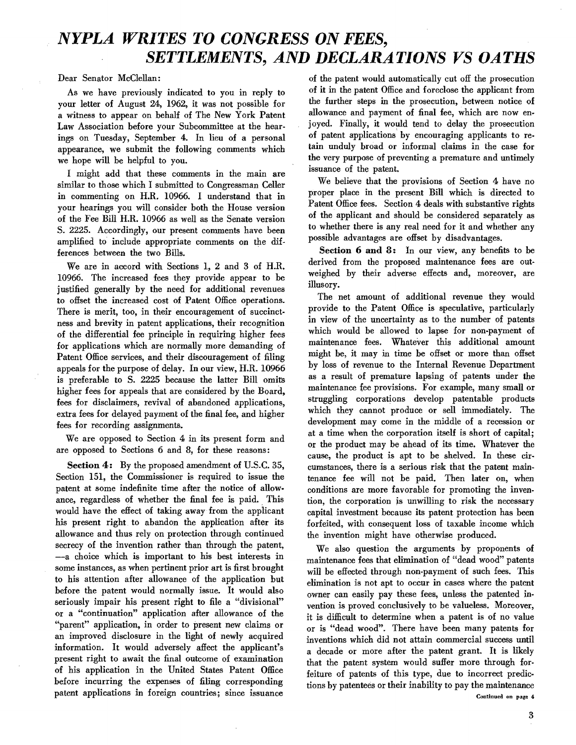# *NYPLA WRITES TO CONGRESS ON FEES, SETTLEMENTS, AND DECLARATIONS VS OATHS*

Dear Senator McClellan:

As we have previously indicated to you in reply to your letter of August 24, 1962, it was not possible for a witness to appear on behalf of The New York Patent Law Association before your Subcommittee at the hearings on Tuesday, September 4. In lieu of a personal appearance, we submit the following comments which we hope will be helpful to you.

I might add that these comments in the main are similar to those which I submitted to Congressman Celler in commenting on H.R. 10966. I understand that in your hearings you will consider both the House version of the Fee Bill H.R. 10966 as well as the Senate version S. 2225. Accordingly, our present comments have been amplified to include appropriate comments on the differences between the two Bills.

We are in accord with Sections 1, 2 and 3 of H.R. 10966. The increased fees they provide appear to be justified generally by the need for additional revenues to offset the increased cost of Patent Office operations. There is merit, too, in their encouragement of succinctness and brevity in patent applications, their recognition of the differential fee principle in requiring higher fees for applications which are normally more demanding of Patent Office services, and their discouragement of filing appeals for the purpose of delay. In our view, H.R. 10966 is preferable to S. 2225 because the latter Bill omits higher fees for appeals that are considered by the Board, fees for disclaimers, revival of abandoned applications, extra fees for delayed payment of the final fee, and higher fees for recording assignments.

We are opposed to Section 4 in its present form and are opposed to Sections 6 and 8, for these reasons:

**Section 4:** By the proposed amendment of U.S.C. 35, Section 151, the Commissioner is required to issue the patent at some indefinite time after the notice of allowance, regardless of whether the final fee is paid. This would have the effect of taking away from the applicant his present right to abandon the application after its allowance and thus rely on protection through continued secrecy of the invention rather than through the patent, —a choice which is important to his best interests in some instances, as when pertinent prior art is first brought to his attention after allowance of the application but before the patent would normally issue. It would also seriously impair his present right to file a "divisional" or a "continuation" application after allowance of the "parent" application, in order to present new claims or an improved disclosure in the light of newly acquired information. It would adversely affect the applicant's present right to await the final outcome of examination of his application in the United States Patent Office before incurring the expenses of filing corresponding patent applications in foreign countries; since issuance of the patent would automatically cut off the prosecution of it in the patent Office and foreclose the applicant from the further steps in the prosecution, between notice of allowance and payment of final fee, which are now enjoyed. Finally, it would tend to delay the prosecution of patent applications by encouraging applicants to retain unduly broad or informal claims in the case for the very purpose of preventing a premature and untimely issuance of the patent.

We believe that the provisions of Section 4 have no proper place in the present Bill which is directed to Patent Office fees. Section 4 deals with substantive rights of the applicant and should be considered separately as to whether there is any real need for it and whether any possible advantages are offset by disadvantages.

**Section 6 and 8:** In our view, any benefits to be derived from the proposed maintenance fees are outweighed by their adverse effects and, moreover, are illusory.

The net amount of additional revenue they would provide to the Patent Office is speculative, particularly in view of the uncertainty as to the number of patents which would be allowed to lapse for non-payment of maintenance fees. Whatever this additional amount might be, it may in time be offset or more than offset by loss of revenue to the Internal Revenue Department as a result of premature lapsing of patents under the maintenance fee provisions. For example, many small or struggling corporations develop patentable products which they cannot produce or sell immediately. The development may come in the middle of a recession or at a time when the corporation itself is short of capital; or the product may be ahead of its time. Whatever the cause, the product is apt to be shelved. In these circumstances, there is a serious risk that the patent maintenance fee will not be paid. Then later on, when conditions are more favorable for promoting the invention, the corporation is unwilling to risk the necessary capital investment because its patent protection has been forfeited, with consequent loss of taxable income which the invention might have otherwise produced.

We also question the arguments by proponents of maintenance fees that elimination of "dead wood" patents will be effected through non-payment of such fees. This elimination is not apt to occur in cases where the patent owner can easily pay these fees, unless the patented invention is proved conclusively to be valueless. Moreover, it is difficult to determine when a patent is of no value or is "dead wood". There have been many patents for inventions which did not attain commercial success until a decade or more after the patent grant. It is likely that the patent system would suffer more through forfeiture of patents of this type, due to incorrect predictions by patentees or their inability to pay the maintenance

*Continued on page 4*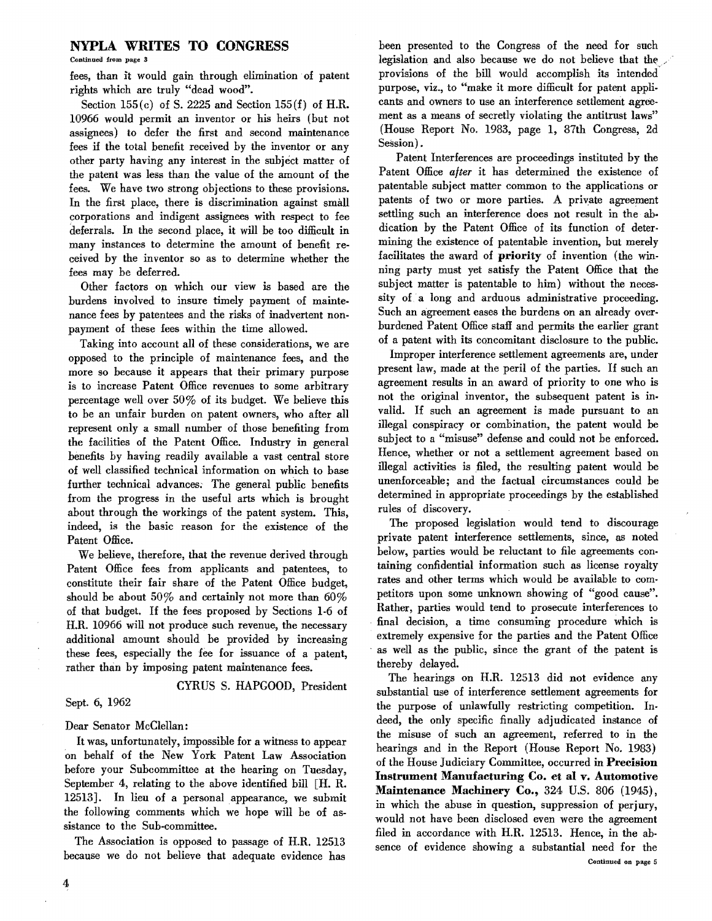## NYPLA WRITES TO CONGRESS

Continued from page 3

fees, than it would gain through elimination of patent rights which are truly "dead wood".

Section 155(c) of S. 2225 and Section 155(f) of H.R. 10966 would permit an inventor or his heirs (but not assignees) to defer the first and second maintenance fees if the total benefit received by the inventor or any other party having any interest in the subject matter of the patent was less than the value of the amount of the fees. We have two strong objections to these provisions. In the first place, there is discrimination against small corporations and indigent assignees with respect to fee deferrals. In the second place, it will be too difficult in many instances to determine the amount of benefit received by the inventor so as to determine whether the fees may be deferred.

Other factors on which our view is based are the burdens involved to insure timely payment of maintenance fees by patentees and the risks of inadvertent nonpayment of these fees within the time allowed.

Taking into account all of these considerations, we are opposed to the principle of maintenance fees, and the more so because it appears that their primary purpose is to increase Patent Office revenues to some arbitrary percentage well over 50% of its budget. We believe this to be an unfair burden on patent owners, who after all represent only a small number of those benefiting from the facilities of the Patent Office. Industry in general benefits by having readily available a vast central store of well classified technical information on which to base further technical advances. The general public benefits from the progress in the useful arts which is brought about through the workings of the patent system. This, indeed, is the basic reason for the existence of the Patent Office.

We believe, therefore, that the revenue derived through Patent Office fees from applicants and patentees, to constitute their fair share of the Patent Office budget, should be about 50% and certainly not more than 60% of that budget. If the fees proposed by Sections 1-6 of H.R. 10966 will not produce such revenue, the necessary additional amount should be provided by increasing these fees, especially the fee for issuance of a patent, rather than by imposing patent maintenance fees.

CYRUS S. HAPGOOD, President

Sept. 6, 1962

Dear Senator McClellan:

It was, unfortunately, impossible for a witness to appear on behalf of the New York Patent Law Association before your Subcommittee at the hearing on Tuesday, September 4, relating to the above identified bill [H. R. 12513]. In lieu of a personal appearance, we submit the following comments which we hope will be of assistance to the Sub-committee.

The Association is opposed to passage of H.R. 12513 because we do not believe that adequate evidence has been presented to the Congress of the need for such legislation and also because we do not believe that the provisions of the bill would accomplish its intended purpose, viz., to "make it more difficult for patent applicants and owners to use an interference settlement agreement as a means of secretly violating the antitrust laws" (House Report No. 1983, page 1, 87th Congress, 2d Session).

Patent Interferences are proceedings instituted by the Patent Office *after* it has determined the existence of patentable subject matter common to the applications or patents of two or more parties. A private agreement settling such an interference does not result in the abdication by the Patent Office of its function of determining the existence of patentable invention, but merely facilitates the award of **priority** of invention (the winning party must yet satisfy the Patent Office that the subject matter is patentable to him) without the necessity of a long and arduous administrative proceeding. Such an agreement eases the burdens on an already overburdened Patent Office staff and permits the earlier grant of a patent with its concomitant disclosure to the public.

Improper interference settlement agreements are, under present law, made at the peril of the parties. If such an agreement results in an award of priority to one who is not the original inventor, the subsequent patent is invalid. If such an agreement is made pursuant to an illegal conspiracy or combination, the patent would be subject to a "misuse" defense and could not be enforced. Hence, whether or not a settlement agreement based on illegal activities is filed, the resulting patent would be unenforceable; and the factual circumstances could be determined in appropriate proceedings by the established rules of discovery.

The proposed legislation would tend to discourage private patent interference settlements, since, as noted below, parties would be reluctant to file agreements containing confidential information such as license royalty rates and other terms which would be available to competitors upon some unknown showing of "good cause". Rather, parties would tend to prosecute interferences to final decision, a time consuming procedure which is extremely expensive for the parties and the Patent Office as well as the public, since the grant of the patent is thereby delayed.

The hearings on H.R. 12513 did not evidence any substantial use of interference settlement agreements for the purpose of unlawfully restricting competition. Indeed, the only specific finally adjudicated instance of the misuse of such an agreement, referred to in the hearings and in the Report (House Report No. 1983) of the House Judiciary Committee, occurred in **Precision Instrument Manufacturing Co. et al v. Automotive Maintenance Machinery Co.,** 324 U.S. 806 (1945), in which the abuse in question, suppression of perjury, would not have been disclosed even were the agreement filed in accordance with H.R. 12513. Hence, in the absence of evidence showing a substantial need for the

Continued on page 5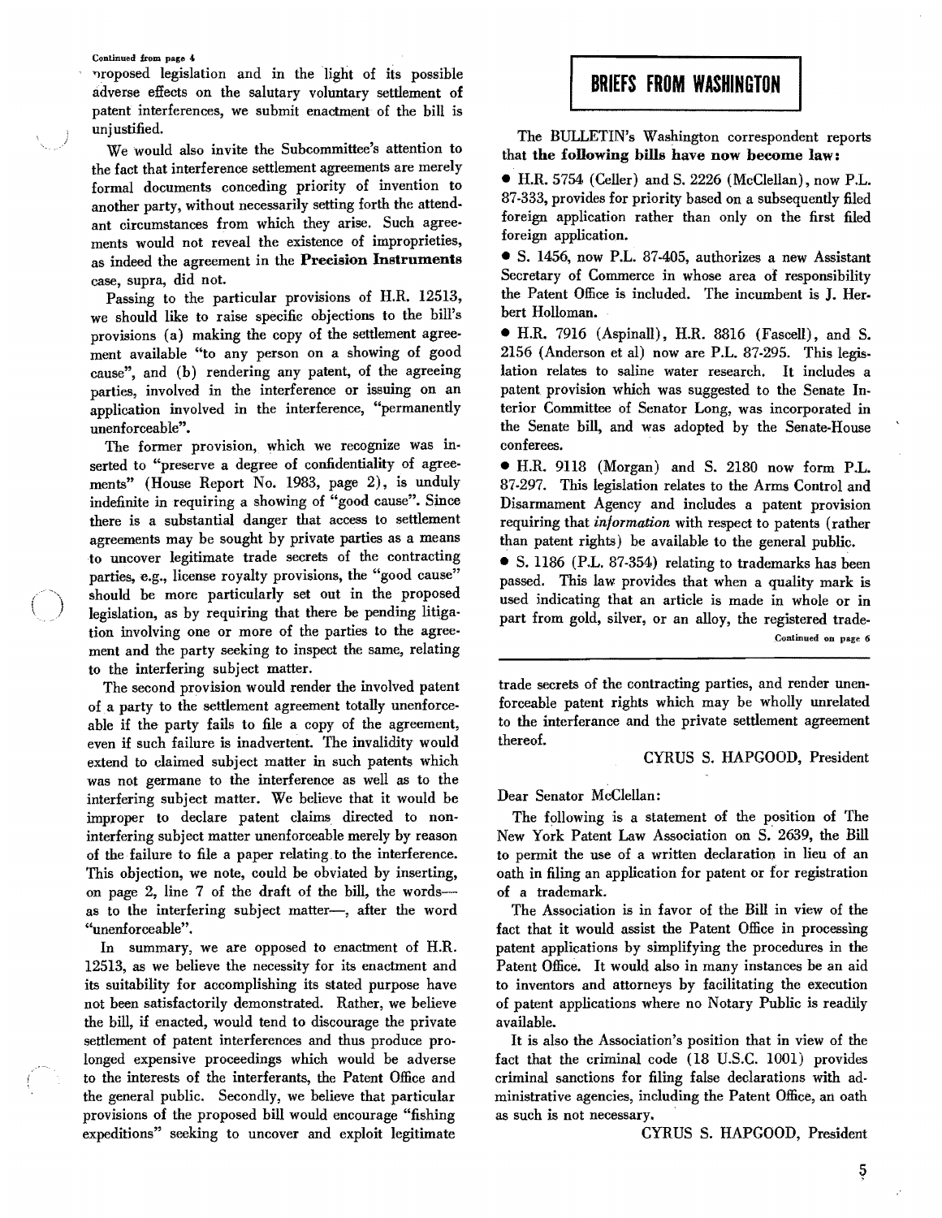Continued from page 4

proposed legislation and in the light of its possible adverse effects on the salutary voluntary settlement of patent interferences, we submit enactment of the bill is unjustified.

We would also invite the Subcommittee's attention to the fact that interference settlement agreements are merely formal documents conceding priority of invention to another party, without necessarily setting forth the attendant circumstances from which they arise. Such agreements would not reveal the existence of improprieties, as indeed the agreement in the **Precision Instruments** case, supra, did not.

Passing to the particular provisions of H.R. 12513, we should like to raise specific objections to the bill's provisions (a) making the copy of the settlement agreement available "to any person on a showing of good cause", and (b) rendering any patent, of the agreeing parties, involved in the interference or issuing on an application involved in the interference, "permanently unenforceable".

The former provision, which we recognize was inserted to "preserve a degree of confidentiality of agreements" (House Report No. 1983, page 2), is unduly indefinite in requiring a showing of "good cause". Since there is a substantial danger that access to settlement agreements may be sought by private parties as a means to uncover legitimate trade secrets of the contracting parties, e.g., license royalty provisions, the "good cause" should be more particularly set out in the proposed legislation, as by requiring that there be pending litigation involving one or more of the parties to the agreement and the party seeking to inspect the same, relating to the interfering subject matter.

The second provision would render the involved patent of a party to the settlement agreement totally unenforceable if the party fails to file a copy of the agreement, even if such failure is inadvertent. The invalidity would extend to claimed subject matter in such patents which was not germane to the interference as well as to the interfering subject matter. We believe that it would be improper to declare patent claims directed to non-interfering subject matter unenforceable merely by reason of the failure to file a paper relating to the interference. This objection, we note, could be obviated by inserting, on page 2, line 7 of the draft of the bill, the words—as to the interfering subject matter—, after the word "unenforceable".

In summary, we are opposed to enactment of H.R. 12513, as we believe the necessity for its enactment and its suitability for accomplishing its stated purpose have not been satisfactorily demonstrated. Rather, we believe the bill, if enacted, would tend to discourage the private settlement of patent interferences and thus produce prolonged expensive proceedings which would be adverse to the interests of the interferants, the Patent Office and the general public. Secondly, we believe that particular provisions of the proposed bill would encourage "fishing expeditions" seeking to uncover and exploit legitimate trade secrets of the contracting parties, and render unenforceable patent rights which may be wholly unrelated to the interferance and the private settlement agreement thereof.

CYRUS S. HAPGOOD, President

Dear Senator McClellan:

The following is a statement of the position of The New York Patent Law Association on S. 2639, the Bill to permit the use of a written declaration in lieu of an oath in filing an application for patent or for registration of a trademark.

The Association is in favor of the Bill in view of the fact that it would assist the Patent Office in processing patent applications by simplifying the procedures in the Patent Office. It would also in many instances be an aid to inventors and attorneys by facilitating the execution of patent applications where no Notary Public is readily available.

It is also the Association's position that in view of the fact that the criminal code (18 U.S.C. 1001) provides criminal sanctions for filing false declarations with administrative agencies, including the Patent Office, an oath as such is not necessary.

CYRUS S. HAPGOOD, President

## BRIEFS FROM WASHINGTON

The BULLETIN's Washington correspondent reports that **the following bills have now become law:**

- H.R. 5754 (Celler) and S. 2226 (McClellan), now P.L. 87-333, provides for priority based on a subsequently filed foreign application rather than only on the first filed foreign application.
- S. 1456, now P.L. 87-405, authorizes a new Assistant Secretary of Commerce in whose area of responsibility the Patent Office is included. The incumbent is J. Herbert Holloman.
- H.R. 7916 (Aspinall), H.R. 8816 (Fascell), and S. 2156 (Anderson et al) now are P.L. 87-295. This legislation relates to saline water research. It includes a patent provision which was suggested to the Senate Interior Committee of Senator Long, was incorporated in the Senate bill, and was adopted by the Senate-House conferees.
- H.R. 9118 (Morgan) and S. 2180 now form P.L. 87-297. This legislation relates to the Arms Control and Disarmament Agency and includes a patent provision requiring that *information* with respect to patents (rather than patent rights) be available to the general public.
- S. 1186 (P.L. 87-354) relating to trademarks has been passed. This law provides that when a quality mark is used indicating that an article is made in whole or in part from gold, silver, or an alloy, the registered trade-

Continued on page 6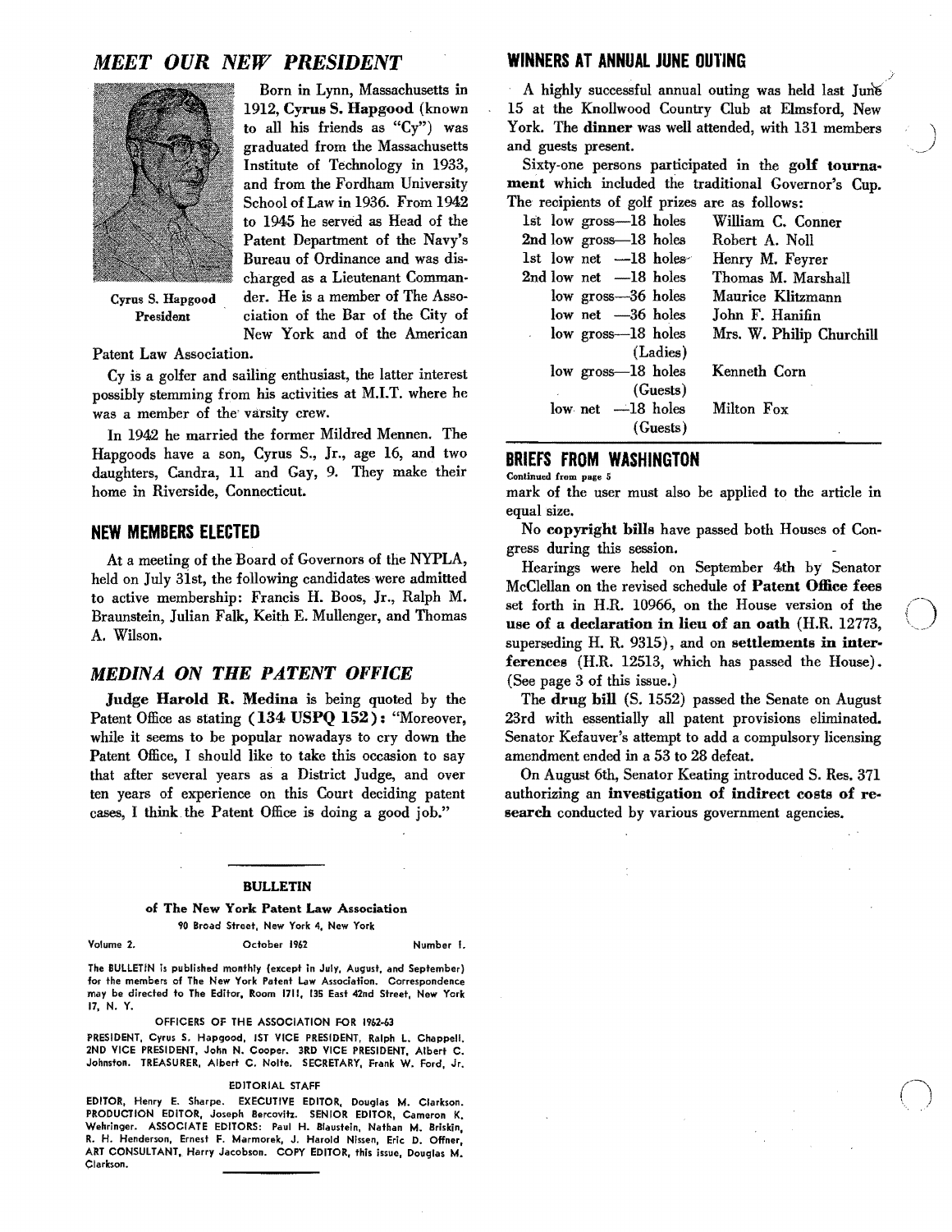## *MEET OUR NEW PRESIDENT*

Cyrus S. Hapgood
President

Born in Lynn, Massachusetts in 1912, **Cyrus S. Hapgood** (known to all his friends as "Cy") was graduated from the Massachusetts Institute of Technology in 1933, and from the Fordham University School of Law in 1936. From 1942 to 1945 he served as Head of the Patent Department of the Navy's Bureau of Ordinance and was discharged as a Lieutenant Commander. He is a member of The Association of the Bar of the City of New York and of the American Patent Law Association.

Cy is a golfer and sailing enthusiast, the latter interest possibly stemming from his activities at M.I.T. where he was a member of the varsity crew.

In 1942 he married the former Mildred Mennen. The Hapgoods have a son, Cyrus S., Jr., age 16, and two daughters, Candra, 11 and Gay, 9. They make their home in Riverside, Connecticut.

## NEW MEMBERS ELECTED

At a meeting of the Board of Governors of the NYPLA, held on July 31st, the following candidates were admitted to active membership: Francis H. Boos, Jr., Ralph M. Braunstein, Julian Falk, Keith E. Mullenger, and Thomas A. Wilson.

## *MEDINA ON THE PATENT OFFICE*

**Judge Harold R. Medina** is being quoted by the Patent Office as stating **(134 USPQ 152)**: "Moreover, while it seems to be popular nowadays to cry down the Patent Office, I should like to take this occasion to say that after several years as a District Judge, and over ten years of experience on this Court deciding patent cases, I think the Patent Office is doing a good job."

## WINNERS AT ANNUAL JUNE OUTING

A highly successful annual outing was held last June 15 at the Knollwood Country Club at Elmsford, New York. The **dinner** was well attended, with 131 members and guests present.

Sixty-one persons participated in the **golf tournament** which included the traditional Governor's Cup. The recipients of golf prizes are as follows:

| | |
|---|---|
| 1st low gross—18 holes | William C. Conner |
| 2nd low gross—18 holes | Robert A. Noll |
| 1st low net —18 holes | Henry M. Feyrer |
| 2nd low net —18 holes | Thomas M. Marshall |
| low gross—36 holes | Maurice Klitzmann |
| low net —36 holes | John F. Hanifin |
| low gross—18 holes (Ladies) | Mrs. W. Philip Churchill |
| low gross—18 holes (Guests) | Kenneth Corn |
| low net —18 holes (Guests) | Milton Fox |

## BRIEFS FROM WASHINGTON

Continued from page 5

mark of the user must also be applied to the article in equal size.

No **copyright bills** have passed both Houses of Congress during this session.

Hearings were held on September 4th by Senator McClellan on the revised schedule of **Patent Office fees** set forth in H.R. 10966, on the House version of the **use of a declaration in lieu of an oath** (H.R. 12773, superseding H. R. 9315), and on **settlements in interferences** (H.R. 12513, which has passed the House). (See page 3 of this issue.)

The **drug bill** (S. 1552) passed the Senate on August 23rd with essentially all patent provisions eliminated. Senator Kefauver's attempt to add a compulsory licensing amendment ended in a 53 to 28 defeat.

On August 6th, Senator Keating introduced S. Res. 371 authorizing an **investigation of indirect costs of research** conducted by various government agencies.

---

**BULLETIN**

**of The New York Patent Law Association**

90 Broad Street, New York 4, New York

Volume 2. October 1962 Number 1.

The BULLETIN is published monthly (except in July, August, and September) for the members of The New York Patent Law Association. Correspondence may be directed to The Editor, Room 1711, 135 East 42nd Street, New York 17, N. Y.

OFFICERS OF THE ASSOCIATION FOR 1962-63

PRESIDENT, Cyrus S. Hapgood, 1ST VICE PRESIDENT, Ralph L. Chappell. 2ND VICE PRESIDENT, John N. Cooper. 3RD VICE PRESIDENT, Albert C. Johnston. TREASURER, Albert C. Nolte. SECRETARY, Frank W. Ford, Jr.

EDITORIAL STAFF

EDITOR, Henry E. Sharpe. EXECUTIVE EDITOR, Douglas M. Clarkson. PRODUCTION EDITOR, Joseph Bercovitz. SENIOR EDITOR, Cameron K. Wehringer. ASSOCIATE EDITORS: Paul H. Blaustein, Nathan M. Briskin, R. H. Henderson, Ernest F. Marmorek, J. Harold Nissen, Eric D. Offner, ART CONSULTANT, Harry Jacobson. COPY EDITOR, this issue, Douglas M. Clarkson.